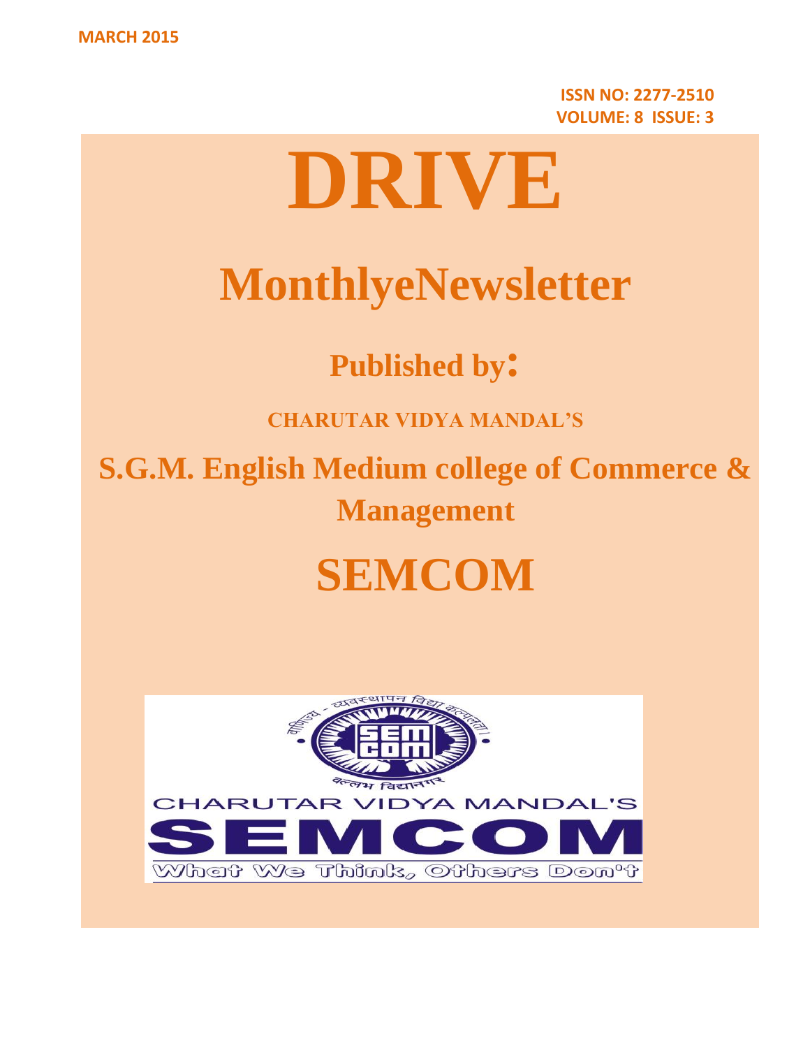MARCH 2015

**ISSN NO: 2277-2510**
**VOLUME: 8 ISSUE: 3**

# DRIVE

## MonthlyeNewsletter

### Published by:

**CHARUTAR VIDYA MANDAL'S**

## S.G.M. English Medium college of Commerce & Management

# SEMCOM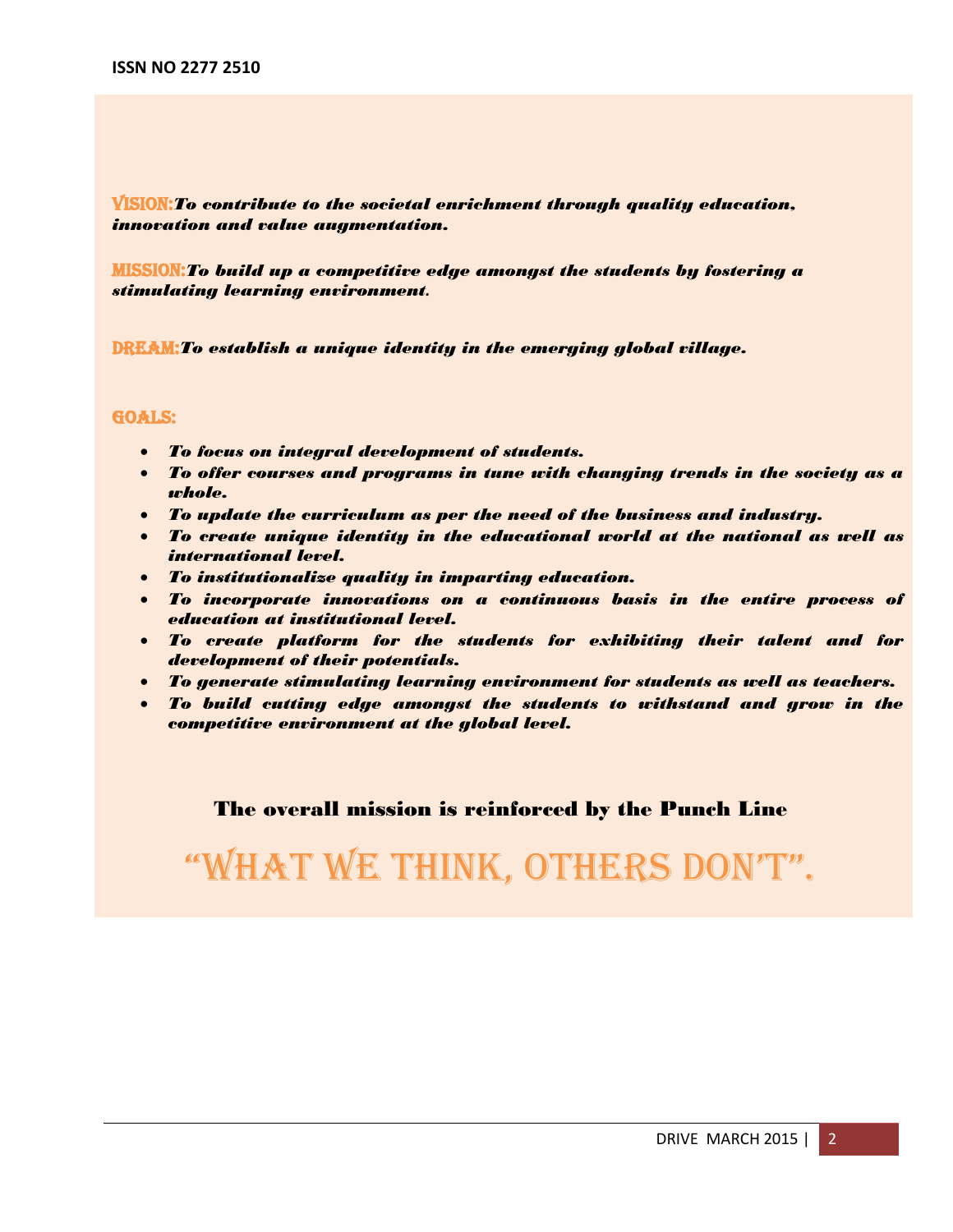**VISION:** ***To contribute to the societal enrichment through quality education, innovation and value augmentation.***

**MISSION:** ***To build up a competitive edge amongst the students by fostering a stimulating learning environment.***

**DREAM:** ***To establish a unique identity in the emerging global village.***

**GOALS:**

- ***To focus on integral development of students.***
- ***To offer courses and programs in tune with changing trends in the society as a whole.***
- ***To update the curriculum as per the need of the business and industry.***
- ***To create unique identity in the educational world at the national as well as international level.***
- ***To institutionalize quality in imparting education.***
- ***To incorporate innovations on a continuous basis in the entire process of education at institutional level.***
- ***To create platform for the students for exhibiting their talent and for development of their potentials.***
- ***To generate stimulating learning environment for students as well as teachers.***
- ***To build cutting edge amongst the students to withstand and grow in the competitive environment at the global level.***

**The overall mission is reinforced by the Punch Line**

# "WHAT WE THINK, OTHERS DON'T".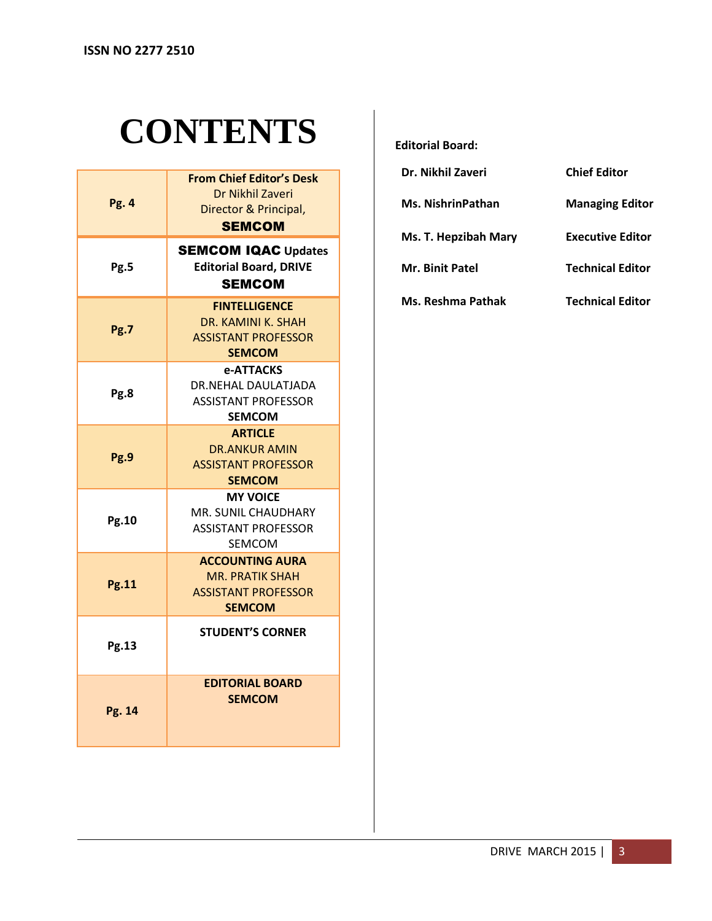ISSN NO 2277 2510

# CONTENTS

| Page | Content |
|---|---|
| **Pg. 4** | **From Chief Editor's Desk** Dr Nikhil Zaveri Director & Principal, **SEMCOM** |
| **Pg.5** | **SEMCOM IQAC** Updates **Editorial Board, DRIVE** **SEMCOM** |
| **Pg.7** | **FINTELLIGENCE** DR. KAMINI K. SHAH ASSISTANT PROFESSOR **SEMCOM** |
| **Pg.8** | **e-ATTACKS** DR.NEHAL DAULATJADA ASSISTANT PROFESSOR **SEMCOM** |
| **Pg.9** | **ARTICLE** DR.ANKUR AMIN ASSISTANT PROFESSOR **SEMCOM** |
| **Pg.10** | **MY VOICE** MR. SUNIL CHAUDHARY ASSISTANT PROFESSOR SEMCOM |
| **Pg.11** | **ACCOUNTING AURA** MR. PRATIK SHAH ASSISTANT PROFESSOR **SEMCOM** |
| **Pg.13** | **STUDENT'S CORNER** |
| **Pg. 14** | **EDITORIAL BOARD** **SEMCOM** |

**Editorial Board:**

| Name | Role |
|---|---|
| **Dr. Nikhil Zaveri** | **Chief Editor** |
| **Ms. NishrinPathan** | **Managing Editor** |
| **Ms. T. Hepzibah Mary** | **Executive Editor** |
| **Mr. Binit Patel** | **Technical Editor** |
| **Ms. Reshma Pathak** | **Technical Editor** |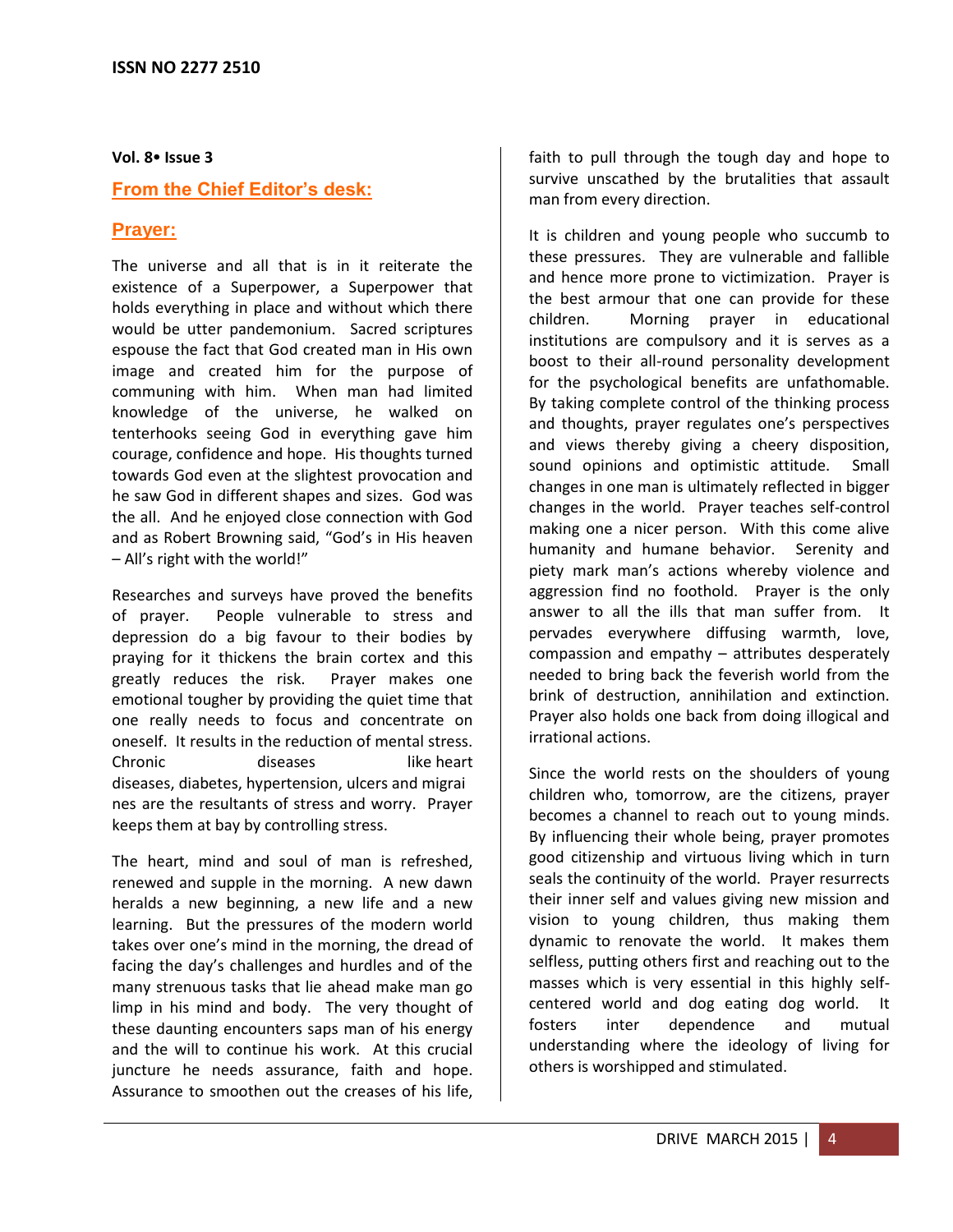## From the Chief Editor's desk:

## Prayer:

The universe and all that is in it reiterate the existence of a Superpower, a Superpower that holds everything in place and without which there would be utter pandemonium. Sacred scriptures espouse the fact that God created man in His own image and created him for the purpose of communing with him. When man had limited knowledge of the universe, he walked on tenterhooks seeing God in everything gave him courage, confidence and hope. His thoughts turned towards God even at the slightest provocation and he saw God in different shapes and sizes. God was the all. And he enjoyed close connection with God and as Robert Browning said, "God's in His heaven – All's right with the world!"

Researches and surveys have proved the benefits of prayer. People vulnerable to stress and depression do a big favour to their bodies by praying for it thickens the brain cortex and this greatly reduces the risk. Prayer makes one emotional tougher by providing the quiet time that one really needs to focus and concentrate on oneself. It results in the reduction of mental stress. Chronic diseases like heart diseases, diabetes, hypertension, ulcers and migraines are the resultants of stress and worry. Prayer keeps them at bay by controlling stress.

The heart, mind and soul of man is refreshed, renewed and supple in the morning. A new dawn heralds a new beginning, a new life and a new learning. But the pressures of the modern world takes over one's mind in the morning, the dread of facing the day's challenges and hurdles and of the many strenuous tasks that lie ahead make man go limp in his mind and body. The very thought of these daunting encounters saps man of his energy and the will to continue his work. At this crucial juncture he needs assurance, faith and hope. Assurance to smoothen out the creases of his life, faith to pull through the tough day and hope to survive unscathed by the brutalities that assault man from every direction.

It is children and young people who succumb to these pressures. They are vulnerable and fallible and hence more prone to victimization. Prayer is the best armour that one can provide for these children. Morning prayer in educational institutions are compulsory and it is serves as a boost to their all-round personality development for the psychological benefits are unfathomable. By taking complete control of the thinking process and thoughts, prayer regulates one's perspectives and views thereby giving a cheery disposition, sound opinions and optimistic attitude. Small changes in one man is ultimately reflected in bigger changes in the world. Prayer teaches self-control making one a nicer person. With this come alive humanity and humane behavior. Serenity and piety mark man's actions whereby violence and aggression find no foothold. Prayer is the only answer to all the ills that man suffer from. It pervades everywhere diffusing warmth, love, compassion and empathy – attributes desperately needed to bring back the feverish world from the brink of destruction, annihilation and extinction. Prayer also holds one back from doing illogical and irrational actions.

Since the world rests on the shoulders of young children who, tomorrow, are the citizens, prayer becomes a channel to reach out to young minds. By influencing their whole being, prayer promotes good citizenship and virtuous living which in turn seals the continuity of the world. Prayer resurrects their inner self and values giving new mission and vision to young children, thus making them dynamic to renovate the world. It makes them selfless, putting others first and reaching out to the masses which is very essential in this highly self-centered world and dog eating dog world. It fosters inter dependence and mutual understanding where the ideology of living for others is worshipped and stimulated.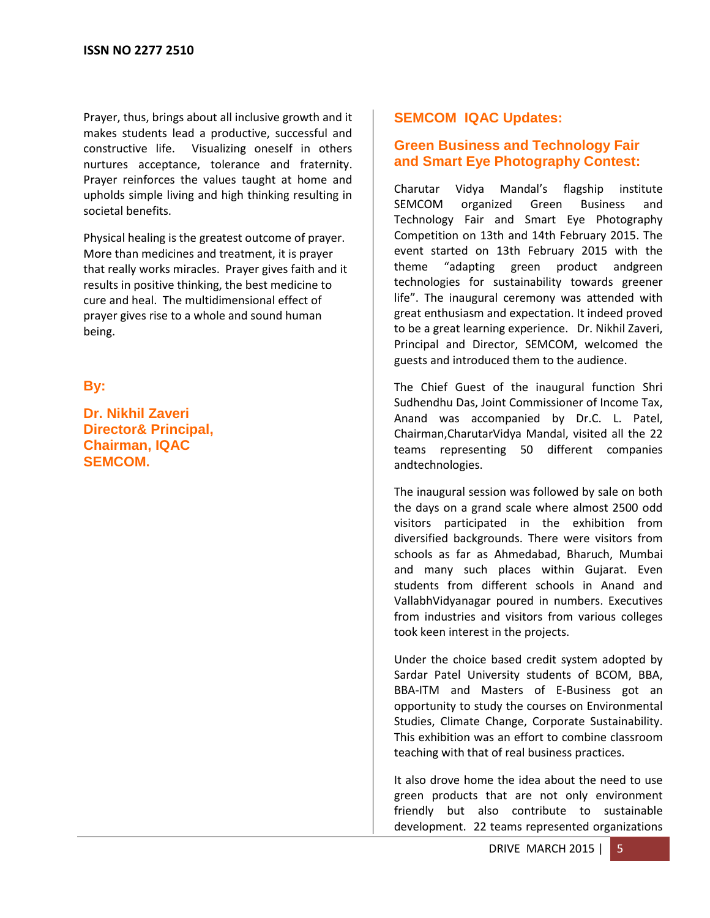Prayer, thus, brings about all inclusive growth and it makes students lead a productive, successful and constructive life. Visualizing oneself in others nurtures acceptance, tolerance and fraternity. Prayer reinforces the values taught at home and upholds simple living and high thinking resulting in societal benefits.

Physical healing is the greatest outcome of prayer. More than medicines and treatment, it is prayer that really works miracles. Prayer gives faith and it results in positive thinking, the best medicine to cure and heal. The multidimensional effect of prayer gives rise to a whole and sound human being.

**By:**

**Dr. Nikhil Zaveri**
**Director& Principal,**
**Chairman, IQAC**
**SEMCOM.**

## SEMCOM IQAC Updates:

### Green Business and Technology Fair and Smart Eye Photography Contest:

Charutar Vidya Mandal's flagship institute SEMCOM organized Green Business and Technology Fair and Smart Eye Photography Competition on 13th and 14th February 2015. The event started on 13th February 2015 with the theme "adapting green product andgreen technologies for sustainability towards greener life". The inaugural ceremony was attended with great enthusiasm and expectation. It indeed proved to be a great learning experience. Dr. Nikhil Zaveri, Principal and Director, SEMCOM, welcomed the guests and introduced them to the audience.

The Chief Guest of the inaugural function Shri Sudhendhu Das, Joint Commissioner of Income Tax, Anand was accompanied by Dr.C. L. Patel, Chairman,CharutarVidya Mandal, visited all the 22 teams representing 50 different companies andtechnologies.

The inaugural session was followed by sale on both the days on a grand scale where almost 2500 odd visitors participated in the exhibition from diversified backgrounds. There were visitors from schools as far as Ahmedabad, Bharuch, Mumbai and many such places within Gujarat. Even students from different schools in Anand and VallabhVidyanagar poured in numbers. Executives from industries and visitors from various colleges took keen interest in the projects.

Under the choice based credit system adopted by Sardar Patel University students of BCOM, BBA, BBA-ITM and Masters of E-Business got an opportunity to study the courses on Environmental Studies, Climate Change, Corporate Sustainability. This exhibition was an effort to combine classroom teaching with that of real business practices.

It also drove home the idea about the need to use green products that are not only environment friendly but also contribute to sustainable development. 22 teams represented organizations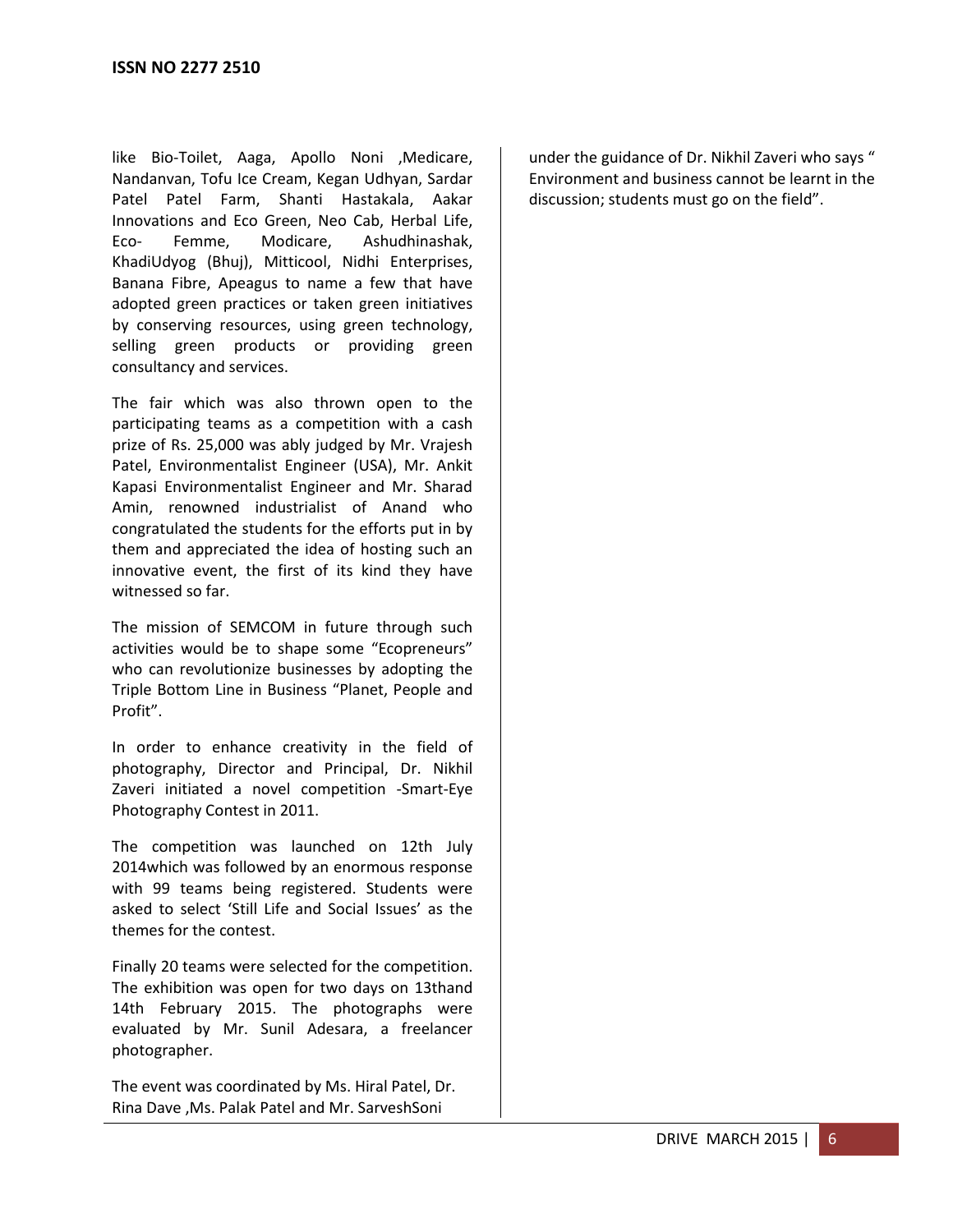like Bio-Toilet, Aaga, Apollo Noni ,Medicare, Nandanvan, Tofu Ice Cream, Kegan Udhyan, Sardar Patel Patel Farm, Shanti Hastakala, Aakar Innovations and Eco Green, Neo Cab, Herbal Life, Eco- Femme, Modicare, Ashudhinashak, KhadiUdyog (Bhuj), Mitticool, Nidhi Enterprises, Banana Fibre, Apeagus to name a few that have adopted green practices or taken green initiatives by conserving resources, using green technology, selling green products or providing green consultancy and services.

The fair which was also thrown open to the participating teams as a competition with a cash prize of Rs. 25,000 was ably judged by Mr. Vrajesh Patel, Environmentalist Engineer (USA), Mr. Ankit Kapasi Environmentalist Engineer and Mr. Sharad Amin, renowned industrialist of Anand who congratulated the students for the efforts put in by them and appreciated the idea of hosting such an innovative event, the first of its kind they have witnessed so far.

The mission of SEMCOM in future through such activities would be to shape some "Ecopreneurs" who can revolutionize businesses by adopting the Triple Bottom Line in Business "Planet, People and Profit".

In order to enhance creativity in the field of photography, Director and Principal, Dr. Nikhil Zaveri initiated a novel competition -Smart-Eye Photography Contest in 2011.

The competition was launched on 12th July 2014which was followed by an enormous response with 99 teams being registered. Students were asked to select 'Still Life and Social Issues' as the themes for the contest.

Finally 20 teams were selected for the competition. The exhibition was open for two days on 13thand 14th February 2015. The photographs were evaluated by Mr. Sunil Adesara, a freelancer photographer.

The event was coordinated by Ms. Hiral Patel, Dr. Rina Dave ,Ms. Palak Patel and Mr. SarveshSoni under the guidance of Dr. Nikhil Zaveri who says " Environment and business cannot be learnt in the discussion; students must go on the field".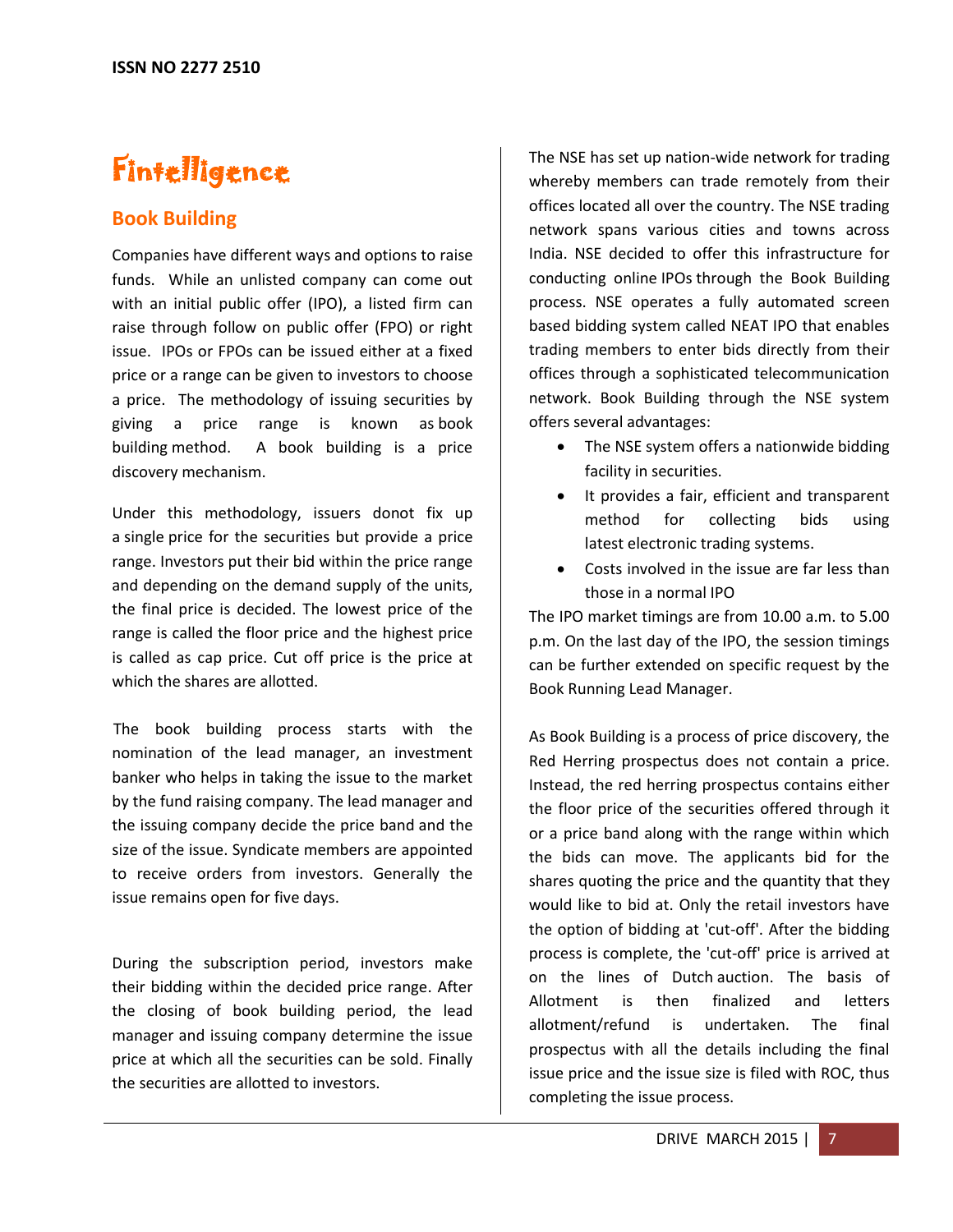# Fintelligence

## Book Building

Companies have different ways and options to raise funds. While an unlisted company can come out with an initial public offer (IPO), a listed firm can raise through follow on public offer (FPO) or right issue. IPOs or FPOs can be issued either at a fixed price or a range can be given to investors to choose a price. The methodology of issuing securities by giving a price range is known as book building method. A book building is a price discovery mechanism.

Under this methodology, issuers donot fix up a single price for the securities but provide a price range. Investors put their bid within the price range and depending on the demand supply of the units, the final price is decided. The lowest price of the range is called the floor price and the highest price is called as cap price. Cut off price is the price at which the shares are allotted.

The book building process starts with the nomination of the lead manager, an investment banker who helps in taking the issue to the market by the fund raising company. The lead manager and the issuing company decide the price band and the size of the issue. Syndicate members are appointed to receive orders from investors. Generally the issue remains open for five days.

During the subscription period, investors make their bidding within the decided price range. After the closing of book building period, the lead manager and issuing company determine the issue price at which all the securities can be sold. Finally the securities are allotted to investors.

The NSE has set up nation-wide network for trading whereby members can trade remotely from their offices located all over the country. The NSE trading network spans various cities and towns across India. NSE decided to offer this infrastructure for conducting online IPOs through the Book Building process. NSE operates a fully automated screen based bidding system called NEAT IPO that enables trading members to enter bids directly from their offices through a sophisticated telecommunication network. Book Building through the NSE system offers several advantages:

- The NSE system offers a nationwide bidding facility in securities.
- It provides a fair, efficient and transparent method for collecting bids using latest electronic trading systems.
- Costs involved in the issue are far less than those in a normal IPO

The IPO market timings are from 10.00 a.m. to 5.00 p.m. On the last day of the IPO, the session timings can be further extended on specific request by the Book Running Lead Manager.

As Book Building is a process of price discovery, the Red Herring prospectus does not contain a price. Instead, the red herring prospectus contains either the floor price of the securities offered through it or a price band along with the range within which the bids can move. The applicants bid for the shares quoting the price and the quantity that they would like to bid at. Only the retail investors have the option of bidding at 'cut-off'. After the bidding process is complete, the 'cut-off' price is arrived at on the lines of Dutch auction. The basis of Allotment is then finalized and letters allotment/refund is undertaken. The final prospectus with all the details including the final issue price and the issue size is filed with ROC, thus completing the issue process.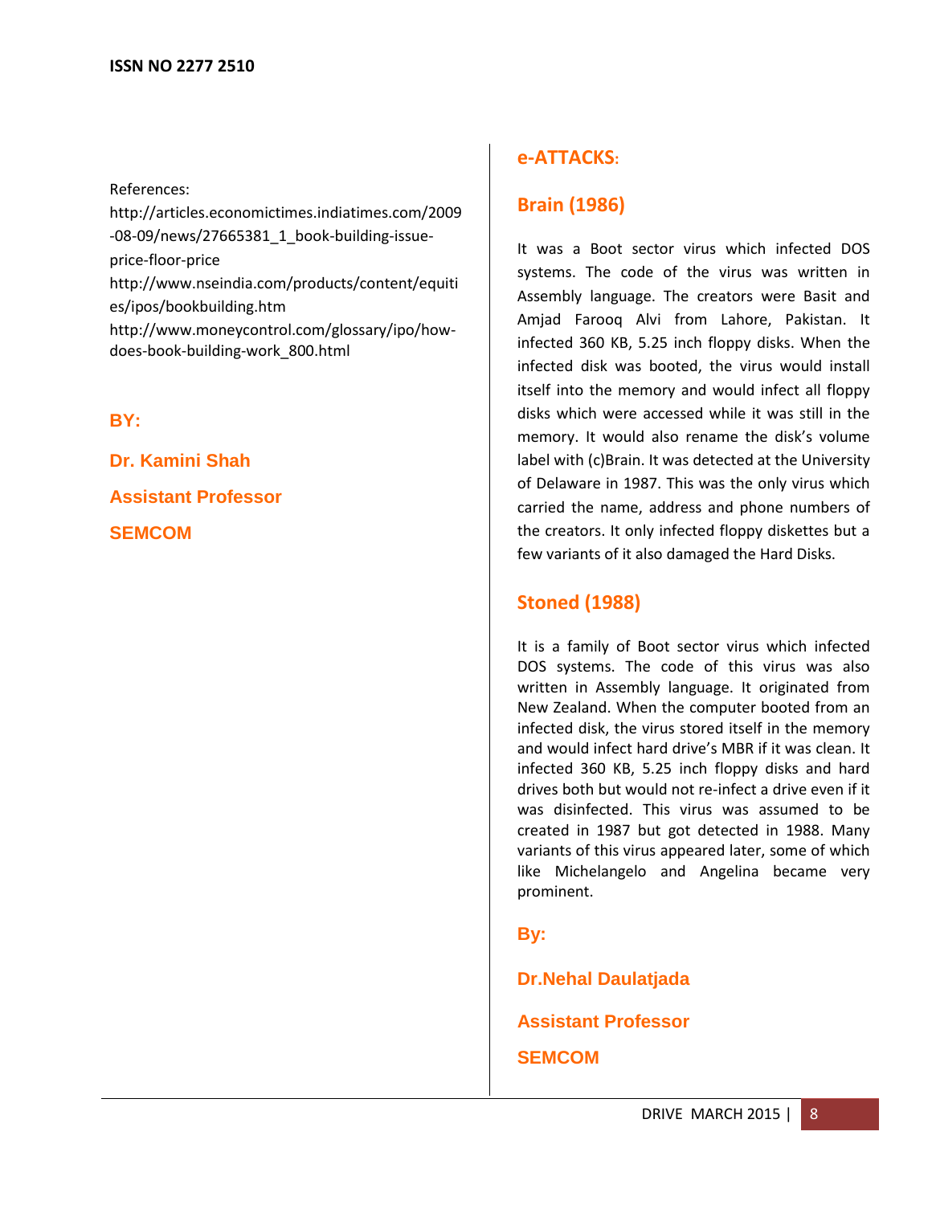References:

http://articles.economictimes.indiatimes.com/2009-08-09/news/27665381_1_book-building-issue-price-floor-price

http://www.nseindia.com/products/content/equities/ipos/bookbuilding.htm

http://www.moneycontrol.com/glossary/ipo/how-does-book-building-work_800.html

**BY:**

**Dr. Kamini Shah**

**Assistant Professor**

**SEMCOM**

## e-ATTACKS:

### Brain (1986)

It was a Boot sector virus which infected DOS systems. The code of the virus was written in Assembly language. The creators were Basit and Amjad Farooq Alvi from Lahore, Pakistan. It infected 360 KB, 5.25 inch floppy disks. When the infected disk was booted, the virus would install itself into the memory and would infect all floppy disks which were accessed while it was still in the memory. It would also rename the disk's volume label with (c)Brain. It was detected at the University of Delaware in 1987. This was the only virus which carried the name, address and phone numbers of the creators. It only infected floppy diskettes but a few variants of it also damaged the Hard Disks.

### Stoned (1988)

It is a family of Boot sector virus which infected DOS systems. The code of this virus was also written in Assembly language. It originated from New Zealand. When the computer booted from an infected disk, the virus stored itself in the memory and would infect hard drive's MBR if it was clean. It infected 360 KB, 5.25 inch floppy disks and hard drives both but would not re-infect a drive even if it was disinfected. This virus was assumed to be created in 1987 but got detected in 1988. Many variants of this virus appeared later, some of which like Michelangelo and Angelina became very prominent.

**By:**

**Dr.Nehal Daulatjada**

**Assistant Professor**

**SEMCOM**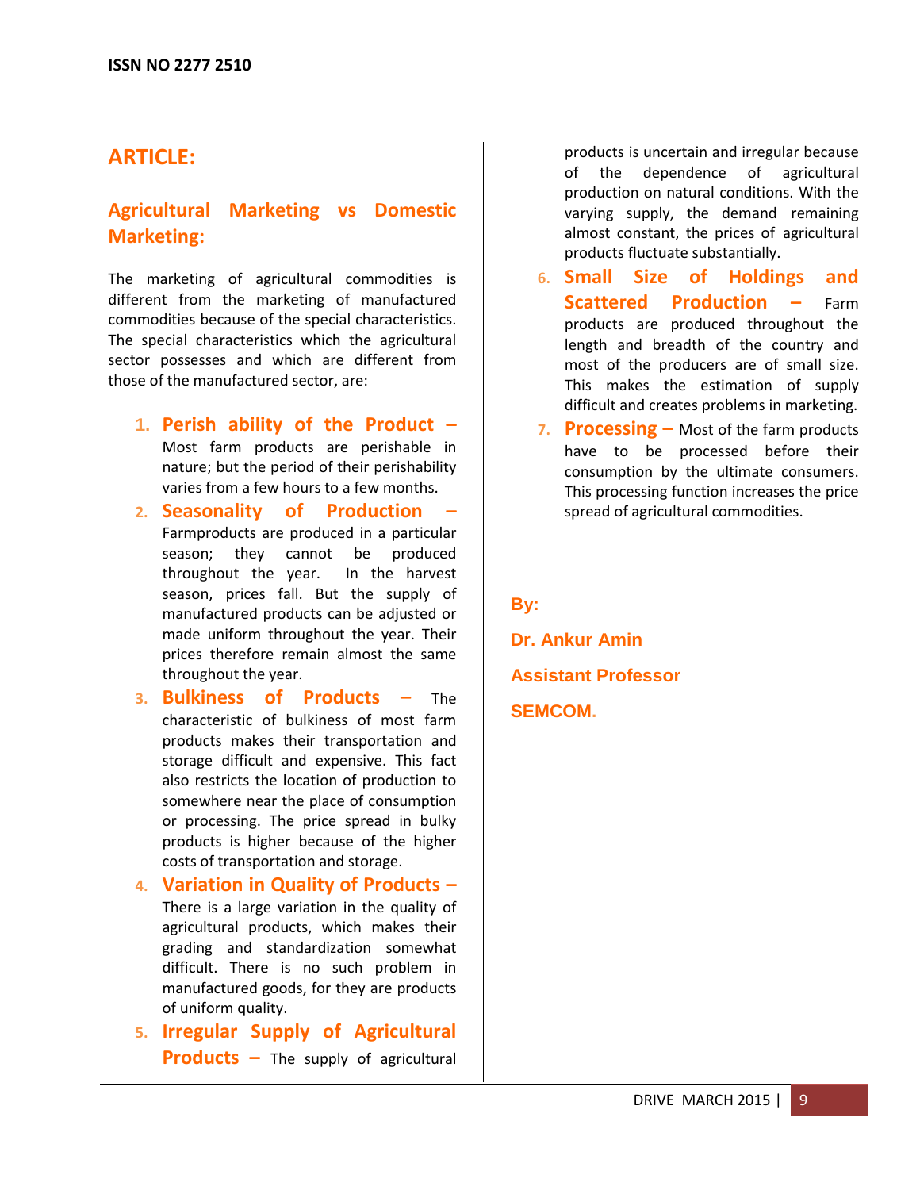## ARTICLE:

### Agricultural Marketing vs Domestic Marketing:

The marketing of agricultural commodities is different from the marketing of manufactured commodities because of the special characteristics. The special characteristics which the agricultural sector possesses and which are different from those of the manufactured sector, are:

1. **Perish ability of the Product –** Most farm products are perishable in nature; but the period of their perishability varies from a few hours to a few months.
2. **Seasonality of Production –** Farmproducts are produced in a particular season; they cannot be produced throughout the year. In the harvest season, prices fall. But the supply of manufactured products can be adjusted or made uniform throughout the year. Their prices therefore remain almost the same throughout the year.
3. **Bulkiness of Products –** The characteristic of bulkiness of most farm products makes their transportation and storage difficult and expensive. This fact also restricts the location of production to somewhere near the place of consumption or processing. The price spread in bulky products is higher because of the higher costs of transportation and storage.
4. **Variation in Quality of Products –** There is a large variation in the quality of agricultural products, which makes their grading and standardization somewhat difficult. There is no such problem in manufactured goods, for they are products of uniform quality.
5. **Irregular Supply of Agricultural Products –** The supply of agricultural products is uncertain and irregular because of the dependence of agricultural production on natural conditions. With the varying supply, the demand remaining almost constant, the prices of agricultural products fluctuate substantially.
6. **Small Size of Holdings and Scattered Production –** Farm products are produced throughout the length and breadth of the country and most of the producers are of small size. This makes the estimation of supply difficult and creates problems in marketing.
7. **Processing –** Most of the farm products have to be processed before their consumption by the ultimate consumers. This processing function increases the price spread of agricultural commodities.

**By:**

**Dr. Ankur Amin**

**Assistant Professor**

**SEMCOM.**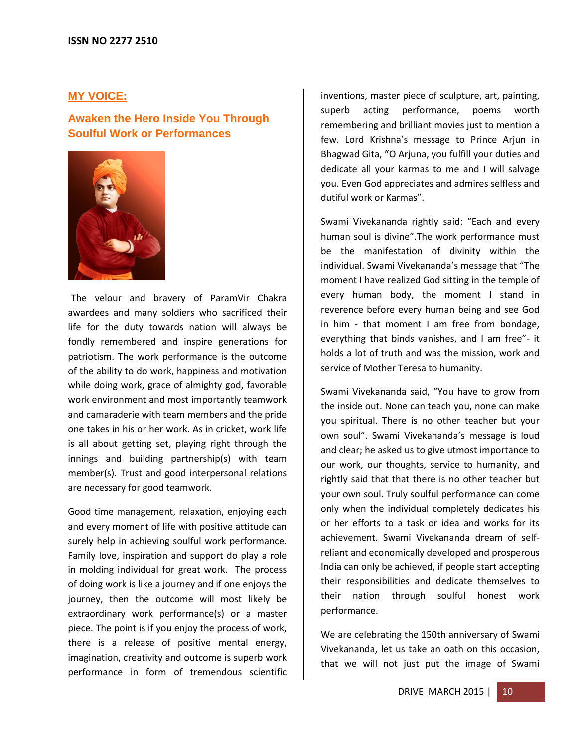## MY VOICE:

## Awaken the Hero Inside You Through Soulful Work or Performances

The velour and bravery of ParamVir Chakra awardees and many soldiers who sacrificed their life for the duty towards nation will always be fondly remembered and inspire generations for patriotism. The work performance is the outcome of the ability to do work, happiness and motivation while doing work, grace of almighty god, favorable work environment and most importantly teamwork and camaraderie with team members and the pride one takes in his or her work. As in cricket, work life is all about getting set, playing right through the innings and building partnership(s) with team member(s). Trust and good interpersonal relations are necessary for good teamwork.

Good time management, relaxation, enjoying each and every moment of life with positive attitude can surely help in achieving soulful work performance. Family love, inspiration and support do play a role in molding individual for great work. The process of doing work is like a journey and if one enjoys the journey, then the outcome will most likely be extraordinary work performance(s) or a master piece. The point is if you enjoy the process of work, there is a release of positive mental energy, imagination, creativity and outcome is superb work performance in form of tremendous scientific inventions, master piece of sculpture, art, painting, superb acting performance, poems worth remembering and brilliant movies just to mention a few. Lord Krishna's message to Prince Arjun in Bhagwad Gita, "O Arjuna, you fulfill your duties and dedicate all your karmas to me and I will salvage you. Even God appreciates and admires selfless and dutiful work or Karmas".

Swami Vivekananda rightly said: "Each and every human soul is divine".The work performance must be the manifestation of divinity within the individual. Swami Vivekananda's message that "The moment I have realized God sitting in the temple of every human body, the moment I stand in reverence before every human being and see God in him - that moment I am free from bondage, everything that binds vanishes, and I am free"- it holds a lot of truth and was the mission, work and service of Mother Teresa to humanity.

Swami Vivekananda said, "You have to grow from the inside out. None can teach you, none can make you spiritual. There is no other teacher but your own soul". Swami Vivekananda's message is loud and clear; he asked us to give utmost importance to our work, our thoughts, service to humanity, and rightly said that that there is no other teacher but your own soul. Truly soulful performance can come only when the individual completely dedicates his or her efforts to a task or idea and works for its achievement. Swami Vivekananda dream of self-reliant and economically developed and prosperous India can only be achieved, if people start accepting their responsibilities and dedicate themselves to their nation through soulful honest work performance.

We are celebrating the 150th anniversary of Swami Vivekananda, let us take an oath on this occasion, that we will not just put the image of Swami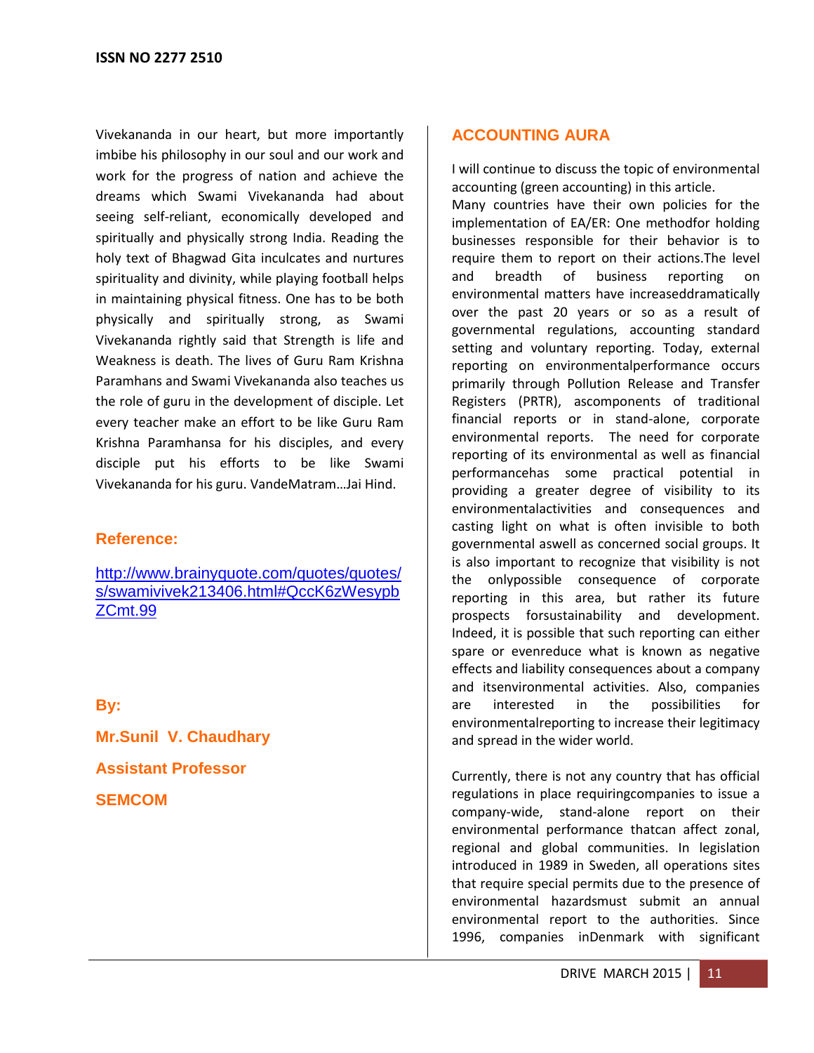Vivekananda in our heart, but more importantly imbibe his philosophy in our soul and our work and work for the progress of nation and achieve the dreams which Swami Vivekananda had about seeing self-reliant, economically developed and spiritually and physically strong India. Reading the holy text of Bhagwad Gita inculcates and nurtures spirituality and divinity, while playing football helps in maintaining physical fitness. One has to be both physically and spiritually strong, as Swami Vivekananda rightly said that Strength is life and Weakness is death. The lives of Guru Ram Krishna Paramhans and Swami Vivekananda also teaches us the role of guru in the development of disciple. Let every teacher make an effort to be like Guru Ram Krishna Paramhansa for his disciples, and every disciple put his efforts to be like Swami Vivekananda for his guru. VandeMatram…Jai Hind.

**Reference:**

http://www.brainyquote.com/quotes/quotes/s/swamivivek213406.html#QccK6zWesypbZCmt.99

**By:**

**Mr.Sunil V. Chaudhary**

**Assistant Professor**

**SEMCOM**

## ACCOUNTING AURA

I will continue to discuss the topic of environmental accounting (green accounting) in this article.

Many countries have their own policies for the implementation of EA/ER: One methodfor holding businesses responsible for their behavior is to require them to report on their actions.The level and breadth of business reporting on environmental matters have increaseddramatically over the past 20 years or so as a result of governmental regulations, accounting standard setting and voluntary reporting. Today, external reporting on environmentalperformance occurs primarily through Pollution Release and Transfer Registers (PRTR), ascomponents of traditional financial reports or in stand-alone, corporate environmental reports. The need for corporate reporting of its environmental as well as financial performancehas some practical potential in providing a greater degree of visibility to its environmentalactivities and consequences and casting light on what is often invisible to both governmental aswell as concerned social groups. It is also important to recognize that visibility is not the onlypossible consequence of corporate reporting in this area, but rather its future prospects forsustainability and development. Indeed, it is possible that such reporting can either spare or evenreduce what is known as negative effects and liability consequences about a company and itsenvironmental activities. Also, companies are interested in the possibilities for environmentalreporting to increase their legitimacy and spread in the wider world.

Currently, there is not any country that has official regulations in place requiringcompanies to issue a company-wide, stand-alone report on their environmental performance thatcan affect zonal, regional and global communities. In legislation introduced in 1989 in Sweden, all operations sites that require special permits due to the presence of environmental hazardsmust submit an annual environmental report to the authorities. Since 1996, companies inDenmark with significant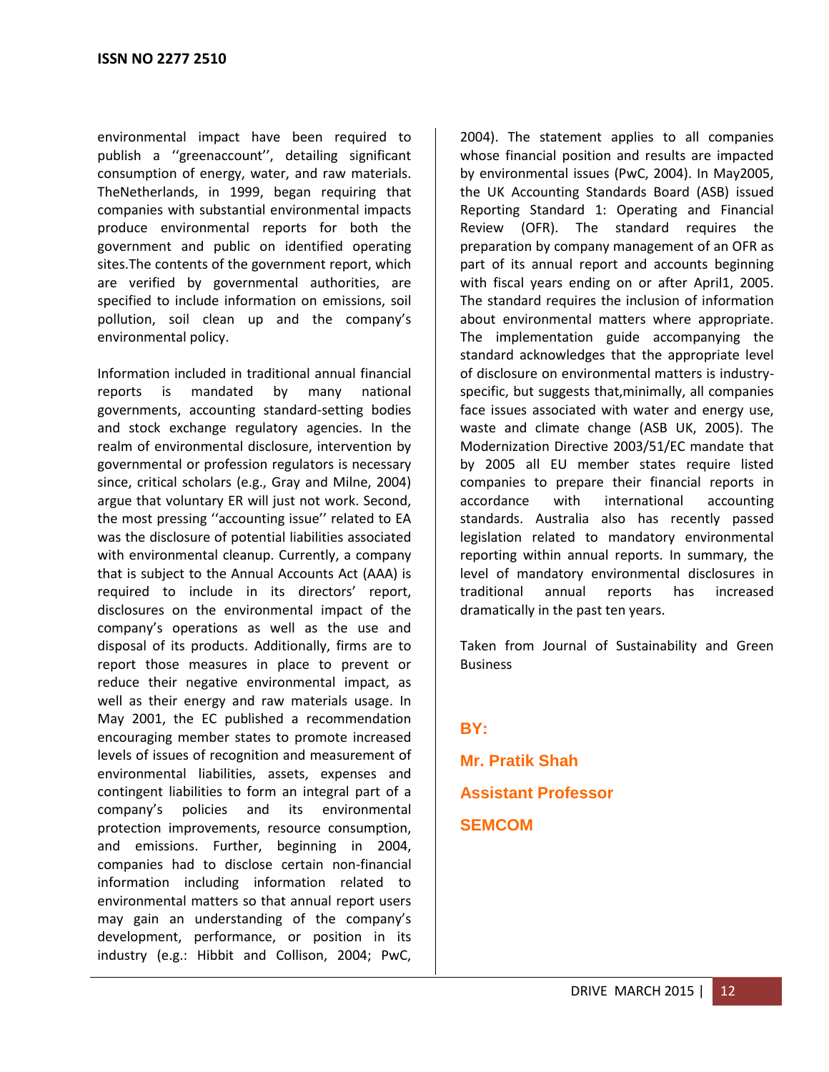environmental impact have been required to publish a ''greenaccount'', detailing significant consumption of energy, water, and raw materials. TheNetherlands, in 1999, began requiring that companies with substantial environmental impacts produce environmental reports for both the government and public on identified operating sites.The contents of the government report, which are verified by governmental authorities, are specified to include information on emissions, soil pollution, soil clean up and the company's environmental policy.

Information included in traditional annual financial reports is mandated by many national governments, accounting standard-setting bodies and stock exchange regulatory agencies. In the realm of environmental disclosure, intervention by governmental or profession regulators is necessary since, critical scholars (e.g., Gray and Milne, 2004) argue that voluntary ER will just not work. Second, the most pressing ''accounting issue'' related to EA was the disclosure of potential liabilities associated with environmental cleanup. Currently, a company that is subject to the Annual Accounts Act (AAA) is required to include in its directors' report, disclosures on the environmental impact of the company's operations as well as the use and disposal of its products. Additionally, firms are to report those measures in place to prevent or reduce their negative environmental impact, as well as their energy and raw materials usage. In May 2001, the EC published a recommendation encouraging member states to promote increased levels of issues of recognition and measurement of environmental liabilities, assets, expenses and contingent liabilities to form an integral part of a company's policies and its environmental protection improvements, resource consumption, and emissions. Further, beginning in 2004, companies had to disclose certain non-financial information including information related to environmental matters so that annual report users may gain an understanding of the company's development, performance, or position in its industry (e.g.: Hibbit and Collison, 2004; PwC, 2004). The statement applies to all companies whose financial position and results are impacted by environmental issues (PwC, 2004). In May2005, the UK Accounting Standards Board (ASB) issued Reporting Standard 1: Operating and Financial Review (OFR). The standard requires the preparation by company management of an OFR as part of its annual report and accounts beginning with fiscal years ending on or after April1, 2005. The standard requires the inclusion of information about environmental matters where appropriate. The implementation guide accompanying the standard acknowledges that the appropriate level of disclosure on environmental matters is industry-specific, but suggests that,minimally, all companies face issues associated with water and energy use, waste and climate change (ASB UK, 2005). The Modernization Directive 2003/51/EC mandate that by 2005 all EU member states require listed companies to prepare their financial reports in accordance with international accounting standards. Australia also has recently passed legislation related to mandatory environmental reporting within annual reports. In summary, the level of mandatory environmental disclosures in traditional annual reports has increased dramatically in the past ten years.

Taken from Journal of Sustainability and Green Business

**BY:**

**Mr. Pratik Shah**

**Assistant Professor**

**SEMCOM**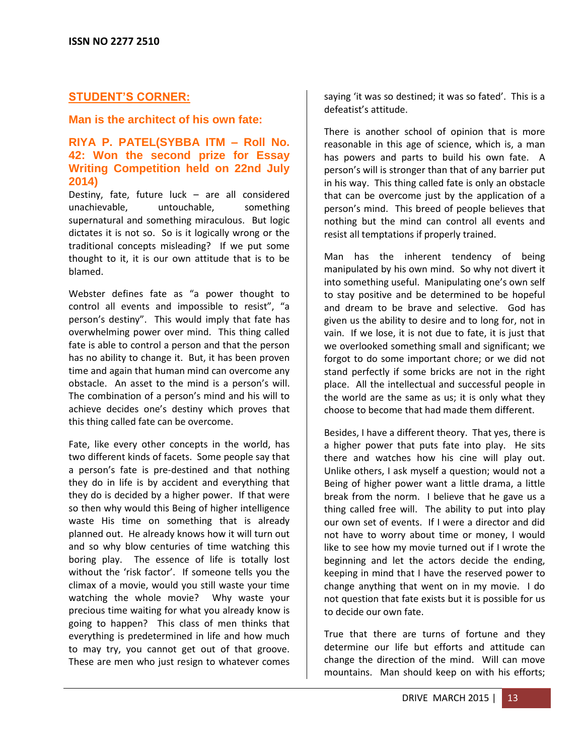## STUDENT'S CORNER:

### Man is the architect of his own fate:

### RIYA P. PATEL(SYBBA ITM – Roll No. 42: Won the second prize for Essay Writing Competition held on 22nd July 2014)

Destiny, fate, future luck – are all considered unachievable, untouchable, something supernatural and something miraculous. But logic dictates it is not so. So is it logically wrong or the traditional concepts misleading? If we put some thought to it, it is our own attitude that is to be blamed.

Webster defines fate as "a power thought to control all events and impossible to resist", "a person's destiny". This would imply that fate has overwhelming power over mind. This thing called fate is able to control a person and that the person has no ability to change it. But, it has been proven time and again that human mind can overcome any obstacle. An asset to the mind is a person's will. The combination of a person's mind and his will to achieve decides one's destiny which proves that this thing called fate can be overcome.

Fate, like every other concepts in the world, has two different kinds of facets. Some people say that a person's fate is pre-destined and that nothing they do in life is by accident and everything that they do is decided by a higher power. If that were so then why would this Being of higher intelligence waste His time on something that is already planned out. He already knows how it will turn out and so why blow centuries of time watching this boring play. The essence of life is totally lost without the 'risk factor'. If someone tells you the climax of a movie, would you still waste your time watching the whole movie? Why waste your precious time waiting for what you already know is going to happen? This class of men thinks that everything is predetermined in life and how much to may try, you cannot get out of that groove. These are men who just resign to whatever comes saying 'it was so destined; it was so fated'. This is a defeatist's attitude.

There is another school of opinion that is more reasonable in this age of science, which is, a man has powers and parts to build his own fate. A person's will is stronger than that of any barrier put in his way. This thing called fate is only an obstacle that can be overcome just by the application of a person's mind. This breed of people believes that nothing but the mind can control all events and resist all temptations if properly trained.

Man has the inherent tendency of being manipulated by his own mind. So why not divert it into something useful. Manipulating one's own self to stay positive and be determined to be hopeful and dream to be brave and selective. God has given us the ability to desire and to long for, not in vain. If we lose, it is not due to fate, it is just that we overlooked something small and significant; we forgot to do some important chore; or we did not stand perfectly if some bricks are not in the right place. All the intellectual and successful people in the world are the same as us; it is only what they choose to become that had made them different.

Besides, I have a different theory. That yes, there is a higher power that puts fate into play. He sits there and watches how his cine will play out. Unlike others, I ask myself a question; would not a Being of higher power want a little drama, a little break from the norm. I believe that he gave us a thing called free will. The ability to put into play our own set of events. If I were a director and did not have to worry about time or money, I would like to see how my movie turned out if I wrote the beginning and let the actors decide the ending, keeping in mind that I have the reserved power to change anything that went on in my movie. I do not question that fate exists but it is possible for us to decide our own fate.

True that there are turns of fortune and they determine our life but efforts and attitude can change the direction of the mind. Will can move mountains. Man should keep on with his efforts;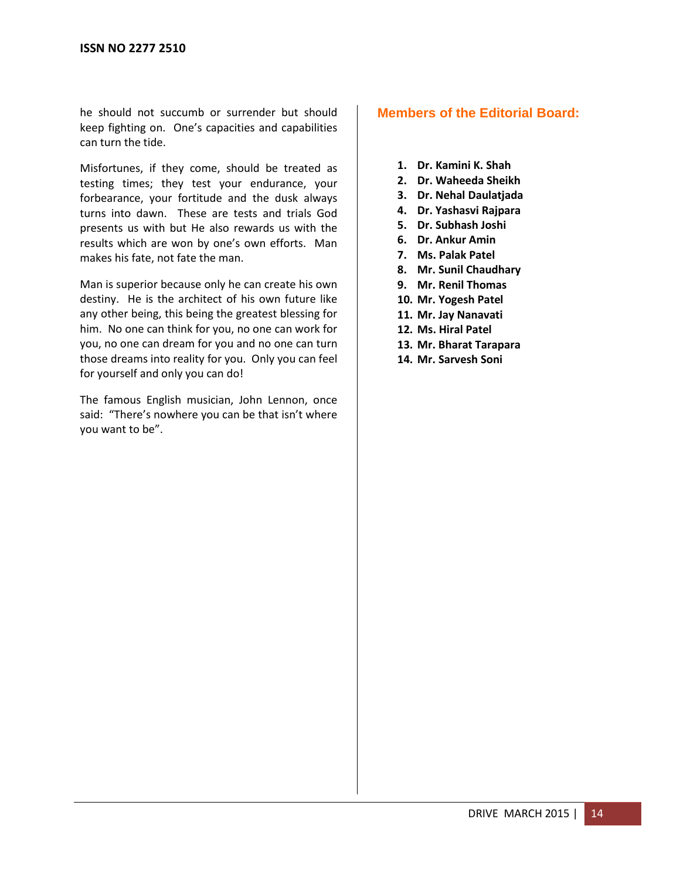he should not succumb or surrender but should keep fighting on. One's capacities and capabilities can turn the tide.

Misfortunes, if they come, should be treated as testing times; they test your endurance, your forbearance, your fortitude and the dusk always turns into dawn. These are tests and trials God presents us with but He also rewards us with the results which are won by one's own efforts. Man makes his fate, not fate the man.

Man is superior because only he can create his own destiny. He is the architect of his own future like any other being, this being the greatest blessing for him. No one can think for you, no one can work for you, no one can dream for you and no one can turn those dreams into reality for you. Only you can feel for yourself and only you can do!

The famous English musician, John Lennon, once said: "There's nowhere you can be that isn't where you want to be".

## Members of the Editorial Board:

1. **Dr. Kamini K. Shah**
2. **Dr. Waheeda Sheikh**
3. **Dr. Nehal Daulatjada**
4. **Dr. Yashasvi Rajpara**
5. **Dr. Subhash Joshi**
6. **Dr. Ankur Amin**
7. **Ms. Palak Patel**
8. **Mr. Sunil Chaudhary**
9. **Mr. Renil Thomas**
10. **Mr. Yogesh Patel**
11. **Mr. Jay Nanavati**
12. **Ms. Hiral Patel**
13. **Mr. Bharat Tarapara**
14. **Mr. Sarvesh Soni**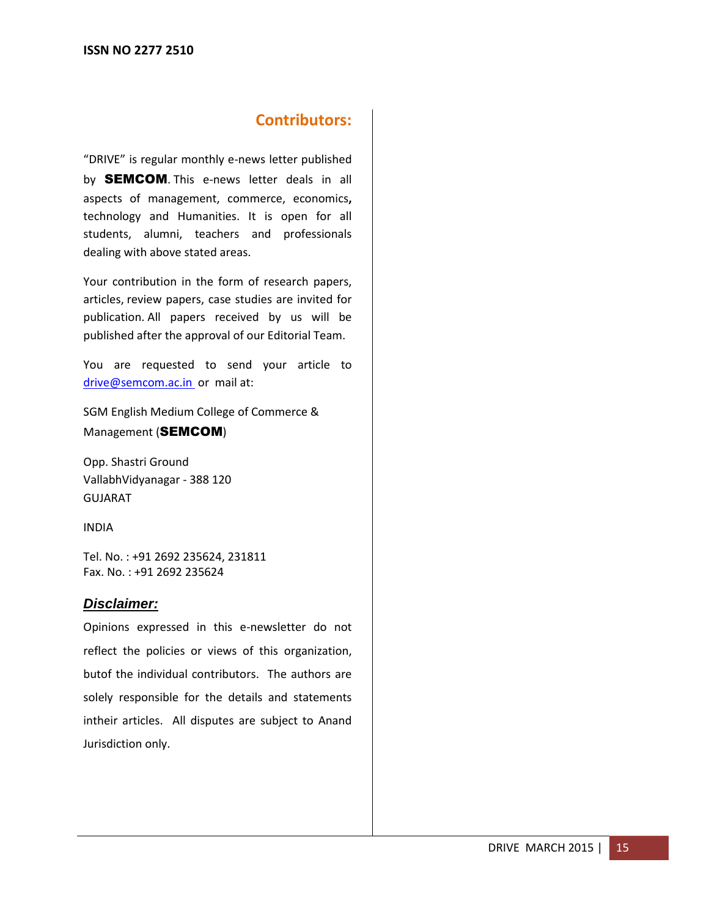## Contributors:

"DRIVE" is regular monthly e-news letter published by **SEMCOM**. This e-news letter deals in all aspects of management, commerce, economics, technology and Humanities. It is open for all students, alumni, teachers and professionals dealing with above stated areas.

Your contribution in the form of research papers, articles, review papers, case studies are invited for publication. All papers received by us will be published after the approval of our Editorial Team.

You are requested to send your article to drive@semcom.ac.in or mail at:

SGM English Medium College of Commerce & Management (**SEMCOM**)

Opp. Shastri Ground
VallabhVidyanagar - 388 120
GUJARAT

INDIA

Tel. No. : +91 2692 235624, 231811
Fax. No. : +91 2692 235624

### *Disclaimer:*

Opinions expressed in this e-newsletter do not reflect the policies or views of this organization, butof the individual contributors. The authors are solely responsible for the details and statements intheir articles. All disputes are subject to Anand Jurisdiction only.